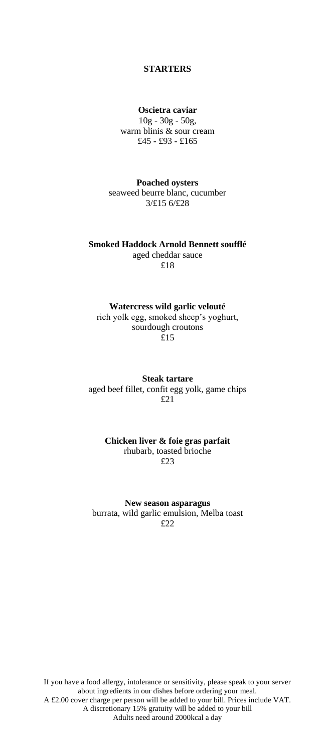## STARTERS

**Oscietra caviar**
10g - 30g - 50g,
warm blinis & sour cream
£45 - £93 - £165

**Poached oysters**
seaweed beurre blanc, cucumber
3/£15 6/£28

**Smoked Haddock Arnold Bennett soufflé**
aged cheddar sauce
£18

**Watercress wild garlic velouté**
rich yolk egg, smoked sheep's yoghurt,
sourdough croutons
£15

**Steak tartare**
aged beef fillet, confit egg yolk, game chips
£21

**Chicken liver & foie gras parfait**
rhubarb, toasted brioche
£23

**New season asparagus**
burrata, wild garlic emulsion, Melba toast
£22

If you have a food allergy, intolerance or sensitivity, please speak to your server about ingredients in our dishes before ordering your meal.
A £2.00 cover charge per person will be added to your bill. Prices include VAT.
A discretionary 15% gratuity will be added to your bill
Adults need around 2000kcal a day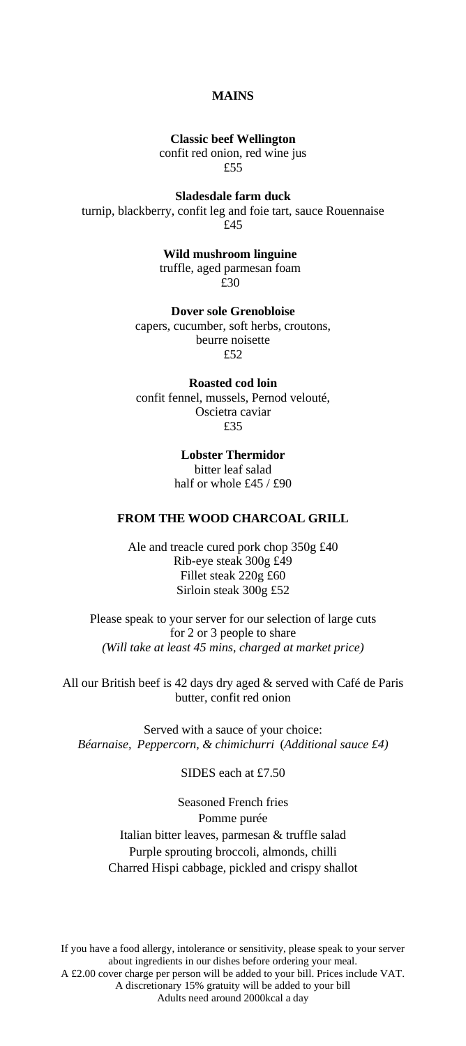## MAINS

**Classic beef Wellington**
confit red onion, red wine jus
£55

**Sladesdale farm duck**
turnip, blackberry, confit leg and foie tart, sauce Rouennaise
£45

**Wild mushroom linguine**
truffle, aged parmesan foam
£30

**Dover sole Grenobloise**
capers, cucumber, soft herbs, croutons,
beurre noisette
£52

**Roasted cod loin**
confit fennel, mussels, Pernod velouté,
Oscietra caviar
£35

**Lobster Thermidor**
bitter leaf salad
half or whole £45 / £90

## FROM THE WOOD CHARCOAL GRILL

Ale and treacle cured pork chop 350g £40
Rib-eye steak 300g £49
Fillet steak 220g £60
Sirloin steak 300g £52

Please speak to your server for our selection of large cuts
for 2 or 3 people to share
*(Will take at least 45 mins, charged at market price)*

All our British beef is 42 days dry aged & served with Café de Paris
butter, confit red onion

Served with a sauce of your choice:
*Béarnaise, Peppercorn, & chimichurri* (*Additional sauce £4)*

SIDES each at £7.50

Seasoned French fries
Pomme purée
Italian bitter leaves, parmesan & truffle salad
Purple sprouting broccoli, almonds, chilli
Charred Hispi cabbage, pickled and crispy shallot

If you have a food allergy, intolerance or sensitivity, please speak to your server about ingredients in our dishes before ordering your meal.
A £2.00 cover charge per person will be added to your bill. Prices include VAT.
A discretionary 15% gratuity will be added to your bill
Adults need around 2000kcal a day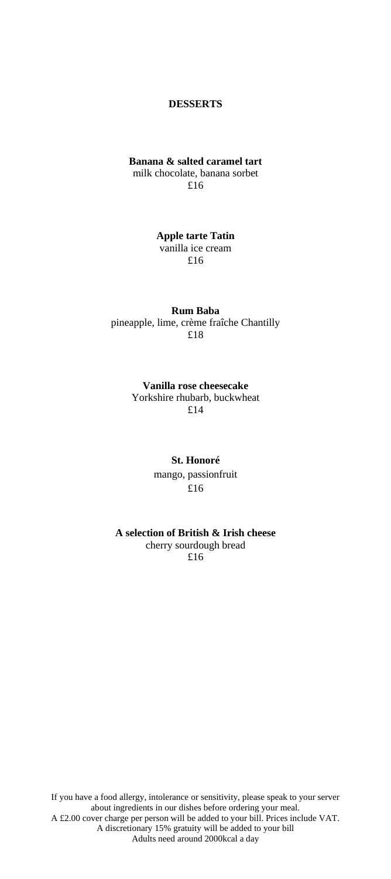# DESSERTS

**Banana & salted caramel tart**
milk chocolate, banana sorbet
£16

**Apple tarte Tatin**
vanilla ice cream
£16

**Rum Baba**
pineapple, lime, crème fraîche Chantilly
£18

**Vanilla rose cheesecake**
Yorkshire rhubarb, buckwheat
£14

**St. Honoré**
mango, passionfruit
£16

**A selection of British & Irish cheese**
cherry sourdough bread
£16

If you have a food allergy, intolerance or sensitivity, please speak to your server about ingredients in our dishes before ordering your meal.
A £2.00 cover charge per person will be added to your bill. Prices include VAT.
A discretionary 15% gratuity will be added to your bill
Adults need around 2000kcal a day